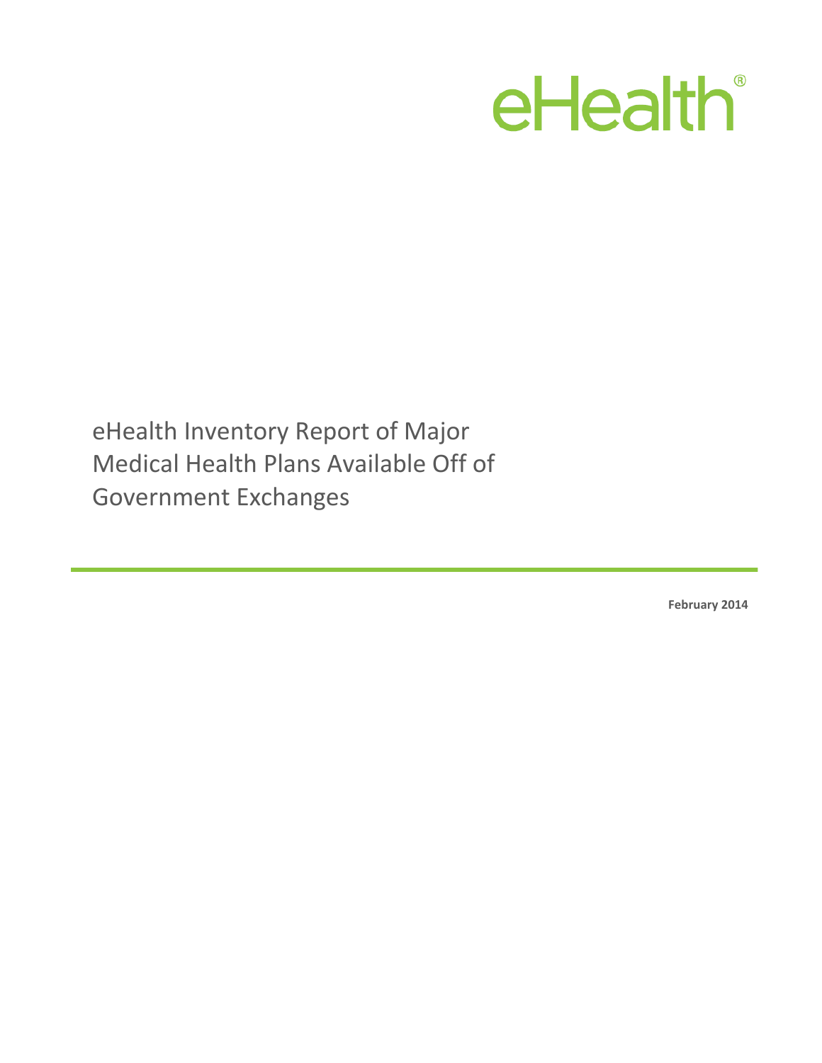eHealth®

# eHealth Inventory Report of Major Medical Health Plans Available Off of Government Exchanges

**February 2014**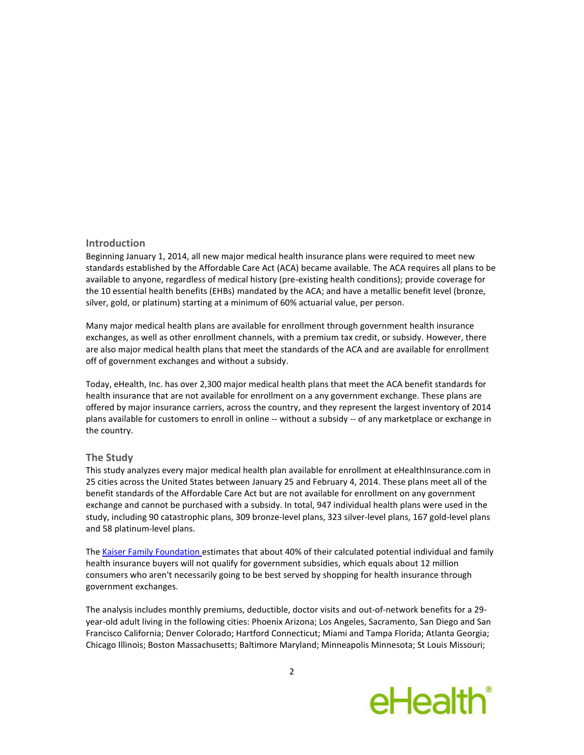## Introduction

Beginning January 1, 2014, all new major medical health insurance plans were required to meet new standards established by the Affordable Care Act (ACA) became available. The ACA requires all plans to be available to anyone, regardless of medical history (pre-existing health conditions); provide coverage for the 10 essential health benefits (EHBs) mandated by the ACA; and have a metallic benefit level (bronze, silver, gold, or platinum) starting at a minimum of 60% actuarial value, per person.

Many major medical health plans are available for enrollment through government health insurance exchanges, as well as other enrollment channels, with a premium tax credit, or subsidy. However, there are also major medical health plans that meet the standards of the ACA and are available for enrollment off of government exchanges and without a subsidy.

Today, eHealth, Inc. has over 2,300 major medical health plans that meet the ACA benefit standards for health insurance that are not available for enrollment on a any government exchange. These plans are offered by major insurance carriers, across the country, and they represent the largest inventory of 2014 plans available for customers to enroll in online -- without a subsidy -- of any marketplace or exchange in the country.

## The Study

This study analyzes every major medical health plan available for enrollment at eHealthInsurance.com in 25 cities across the United States between January 25 and February 4, 2014. These plans meet all of the benefit standards of the Affordable Care Act but are not available for enrollment on any government exchange and cannot be purchased with a subsidy. In total, 947 individual health plans were used in the study, including 90 catastrophic plans, 309 bronze-level plans, 323 silver-level plans, 167 gold-level plans and 58 platinum-level plans.

The Kaiser Family Foundation estimates that about 40% of their calculated potential individual and family health insurance buyers will not qualify for government subsidies, which equals about 12 million consumers who aren't necessarily going to be best served by shopping for health insurance through government exchanges.

The analysis includes monthly premiums, deductible, doctor visits and out-of-network benefits for a 29-year-old adult living in the following cities: Phoenix Arizona; Los Angeles, Sacramento, San Diego and San Francisco California; Denver Colorado; Hartford Connecticut; Miami and Tampa Florida; Atlanta Georgia; Chicago Illinois; Boston Massachusetts; Baltimore Maryland; Minneapolis Minnesota; St Louis Missouri;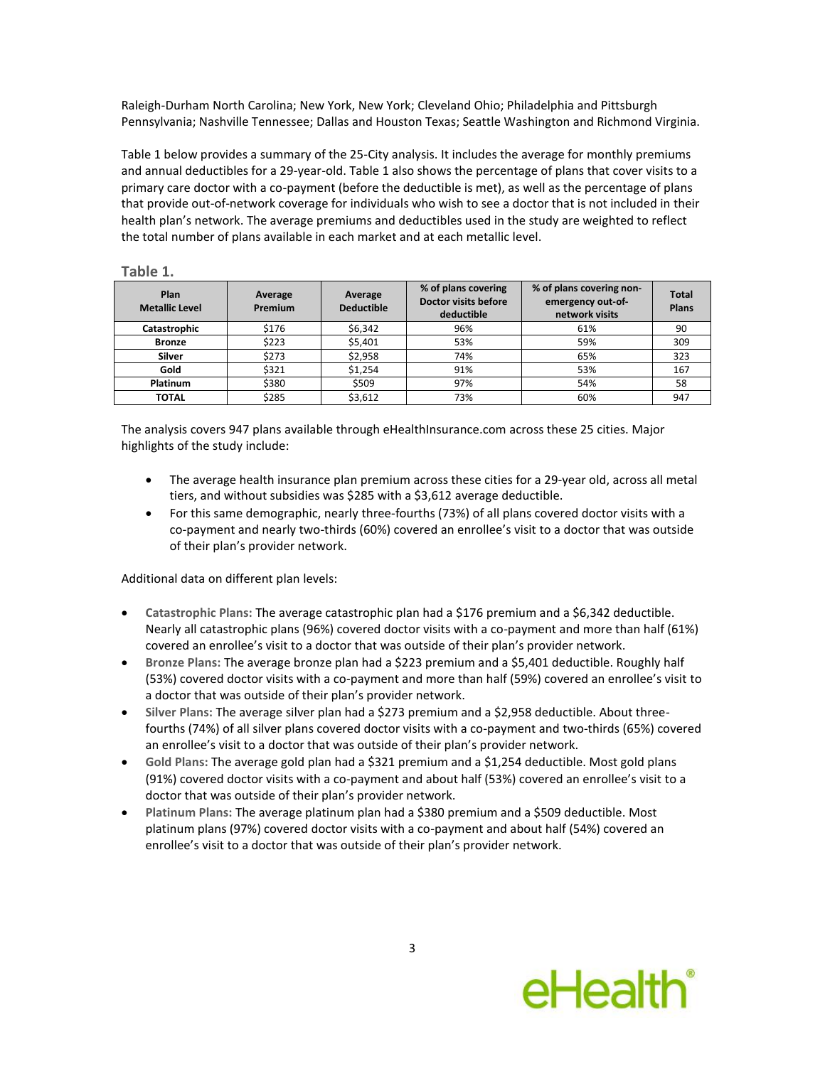Raleigh-Durham North Carolina; New York, New York; Cleveland Ohio; Philadelphia and Pittsburgh Pennsylvania; Nashville Tennessee; Dallas and Houston Texas; Seattle Washington and Richmond Virginia.

Table 1 below provides a summary of the 25-City analysis. It includes the average for monthly premiums and annual deductibles for a 29-year-old. Table 1 also shows the percentage of plans that cover visits to a primary care doctor with a co-payment (before the deductible is met), as well as the percentage of plans that provide out-of-network coverage for individuals who wish to see a doctor that is not included in their health plan's network. The average premiums and deductibles used in the study are weighted to reflect the total number of plans available in each market and at each metallic level.

**Table 1.**

| Plan Metallic Level | Average Premium | Average Deductible | % of plans covering Doctor visits before deductible | % of plans covering non-emergency out-of-network visits | Total Plans |
|---|---|---|---|---|---|
| **Catastrophic** | $176 | $6,342 | 96% | 61% | 90 |
| **Bronze** | $223 | $5,401 | 53% | 59% | 309 |
| **Silver** | $273 | $2,958 | 74% | 65% | 323 |
| **Gold** | $321 | $1,254 | 91% | 53% | 167 |
| **Platinum** | $380 | $509 | 97% | 54% | 58 |
| **TOTAL** | $285 | $3,612 | 73% | 60% | 947 |

The analysis covers 947 plans available through eHealthInsurance.com across these 25 cities. Major highlights of the study include:

- The average health insurance plan premium across these cities for a 29-year old, across all metal tiers, and without subsidies was $285 with a $3,612 average deductible.
- For this same demographic, nearly three-fourths (73%) of all plans covered doctor visits with a co-payment and nearly two-thirds (60%) covered an enrollee's visit to a doctor that was outside of their plan's provider network.

Additional data on different plan levels:

- **Catastrophic Plans:** The average catastrophic plan had a $176 premium and a $6,342 deductible. Nearly all catastrophic plans (96%) covered doctor visits with a co-payment and more than half (61%) covered an enrollee's visit to a doctor that was outside of their plan's provider network.
- **Bronze Plans:** The average bronze plan had a $223 premium and a $5,401 deductible. Roughly half (53%) covered doctor visits with a co-payment and more than half (59%) covered an enrollee's visit to a doctor that was outside of their plan's provider network.
- **Silver Plans:** The average silver plan had a $273 premium and a $2,958 deductible. About three-fourths (74%) of all silver plans covered doctor visits with a co-payment and two-thirds (65%) covered an enrollee's visit to a doctor that was outside of their plan's provider network.
- **Gold Plans:** The average gold plan had a $321 premium and a $1,254 deductible. Most gold plans (91%) covered doctor visits with a co-payment and about half (53%) covered an enrollee's visit to a doctor that was outside of their plan's provider network.
- **Platinum Plans:** The average platinum plan had a $380 premium and a $509 deductible. Most platinum plans (97%) covered doctor visits with a co-payment and about half (54%) covered an enrollee's visit to a doctor that was outside of their plan's provider network.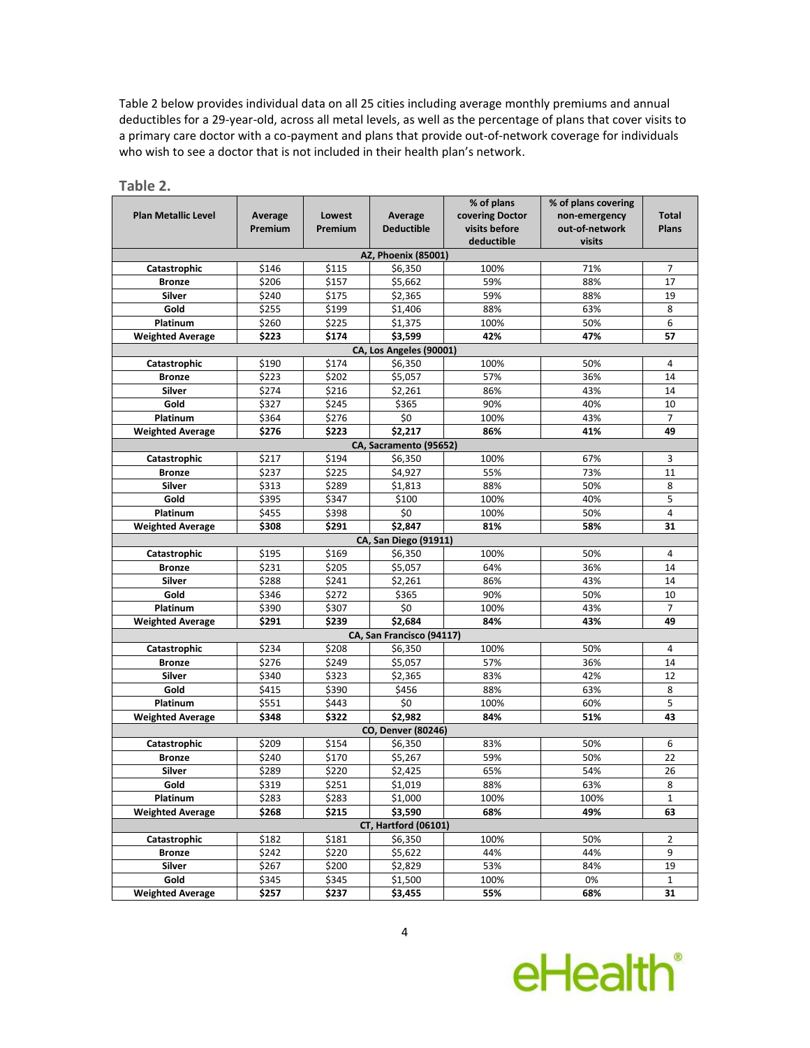Table 2 below provides individual data on all 25 cities including average monthly premiums and annual deductibles for a 29-year-old, across all metal levels, as well as the percentage of plans that cover visits to a primary care doctor with a co-payment and plans that provide out-of-network coverage for individuals who wish to see a doctor that is not included in their health plan's network.

## Table 2.

| Plan Metallic Level | Average Premium | Lowest Premium | Average Deductible | % of plans covering Doctor visits before deductible | % of plans covering non-emergency out-of-network visits | Total Plans |
|---|---|---|---|---|---|---|
| **AZ, Phoenix (85001)** | | | | | | |
| **Catastrophic** | $146 | $115 | $6,350 | 100% | 71% | 7 |
| **Bronze** | $206 | $157 | $5,662 | 59% | 88% | 17 |
| **Silver** | $240 | $175 | $2,365 | 59% | 88% | 19 |
| **Gold** | $255 | $199 | $1,406 | 88% | 63% | 8 |
| **Platinum** | $260 | $225 | $1,375 | 100% | 50% | 6 |
| **Weighted Average** | **$223** | **$174** | **$3,599** | **42%** | **47%** | **57** |
| **CA, Los Angeles (90001)** | | | | | | |
| **Catastrophic** | $190 | $174 | $6,350 | 100% | 50% | 4 |
| **Bronze** | $223 | $202 | $5,057 | 57% | 36% | 14 |
| **Silver** | $274 | $216 | $2,261 | 86% | 43% | 14 |
| **Gold** | $327 | $245 | $365 | 90% | 40% | 10 |
| **Platinum** | $364 | $276 | $0 | 100% | 43% | 7 |
| **Weighted Average** | **$276** | **$223** | **$2,217** | **86%** | **41%** | **49** |
| **CA, Sacramento (95652)** | | | | | | |
| **Catastrophic** | $217 | $194 | $6,350 | 100% | 67% | 3 |
| **Bronze** | $237 | $225 | $4,927 | 55% | 73% | 11 |
| **Silver** | $313 | $289 | $1,813 | 88% | 50% | 8 |
| **Gold** | $395 | $347 | $100 | 100% | 40% | 5 |
| **Platinum** | $455 | $398 | $0 | 100% | 50% | 4 |
| **Weighted Average** | **$308** | **$291** | **$2,847** | **81%** | **58%** | **31** |
| **CA, San Diego (91911)** | | | | | | |
| **Catastrophic** | $195 | $169 | $6,350 | 100% | 50% | 4 |
| **Bronze** | $231 | $205 | $5,057 | 64% | 36% | 14 |
| **Silver** | $288 | $241 | $2,261 | 86% | 43% | 14 |
| **Gold** | $346 | $272 | $365 | 90% | 50% | 10 |
| **Platinum** | $390 | $307 | $0 | 100% | 43% | 7 |
| **Weighted Average** | **$291** | **$239** | **$2,684** | **84%** | **43%** | **49** |
| **CA, San Francisco (94117)** | | | | | | |
| **Catastrophic** | $234 | $208 | $6,350 | 100% | 50% | 4 |
| **Bronze** | $276 | $249 | $5,057 | 57% | 36% | 14 |
| **Silver** | $340 | $323 | $2,365 | 83% | 42% | 12 |
| **Gold** | $415 | $390 | $456 | 88% | 63% | 8 |
| **Platinum** | $551 | $443 | $0 | 100% | 60% | 5 |
| **Weighted Average** | **$348** | **$322** | **$2,982** | **84%** | **51%** | **43** |
| **CO, Denver (80246)** | | | | | | |
| **Catastrophic** | $209 | $154 | $6,350 | 83% | 50% | 6 |
| **Bronze** | $240 | $170 | $5,267 | 59% | 50% | 22 |
| **Silver** | $289 | $220 | $2,425 | 65% | 54% | 26 |
| **Gold** | $319 | $251 | $1,019 | 88% | 63% | 8 |
| **Platinum** | $283 | $283 | $1,000 | 100% | 100% | 1 |
| **Weighted Average** | **$268** | **$215** | **$3,590** | **68%** | **49%** | **63** |
| **CT, Hartford (06101)** | | | | | | |
| **Catastrophic** | $182 | $181 | $6,350 | 100% | 50% | 2 |
| **Bronze** | $242 | $220 | $5,622 | 44% | 44% | 9 |
| **Silver** | $267 | $200 | $2,829 | 53% | 84% | 19 |
| **Gold** | $345 | $345 | $1,500 | 100% | 0% | 1 |
| **Weighted Average** | **$257** | **$237** | **$3,455** | **55%** | **68%** | **31** |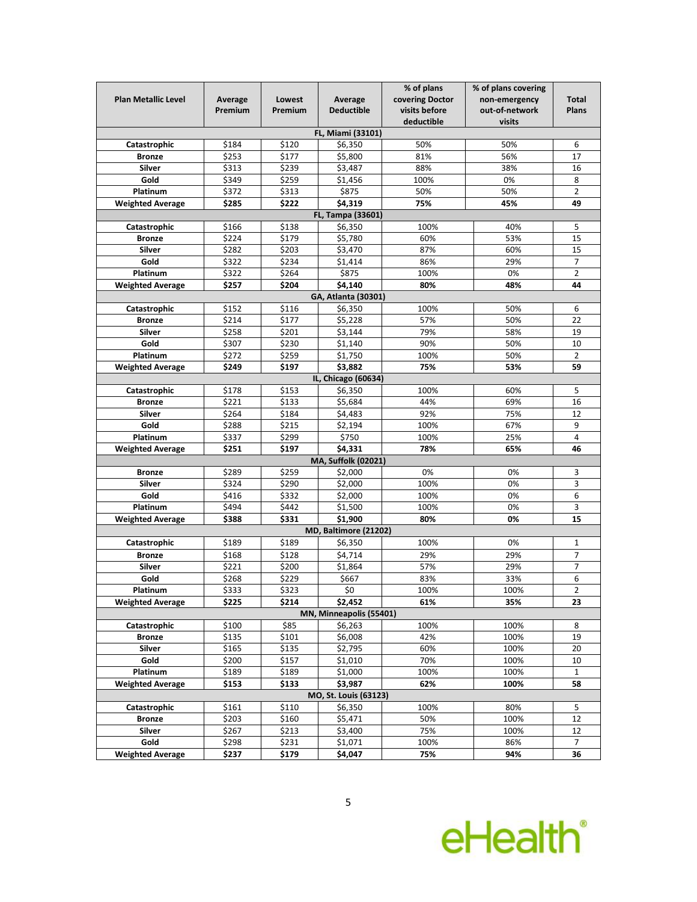| Plan Metallic Level | Average Premium | Lowest Premium | Average Deductible | % of plans covering Doctor visits before deductible | % of plans covering non-emergency out-of-network visits | Total Plans |
|---|---|---|---|---|---|---|
| **FL, Miami (33101)** | | | | | | |
| **Catastrophic** | $184 | $120 | $6,350 | 50% | 50% | 6 |
| **Bronze** | $253 | $177 | $5,800 | 81% | 56% | 17 |
| **Silver** | $313 | $239 | $3,487 | 88% | 38% | 16 |
| **Gold** | $349 | $259 | $1,456 | 100% | 0% | 8 |
| **Platinum** | $372 | $313 | $875 | 50% | 50% | 2 |
| **Weighted Average** | **$285** | **$222** | **$4,319** | **75%** | **45%** | **49** |
| **FL, Tampa (33601)** | | | | | | |
| **Catastrophic** | $166 | $138 | $6,350 | 100% | 40% | 5 |
| **Bronze** | $224 | $179 | $5,780 | 60% | 53% | 15 |
| **Silver** | $282 | $203 | $3,470 | 87% | 60% | 15 |
| **Gold** | $322 | $234 | $1,414 | 86% | 29% | 7 |
| **Platinum** | $322 | $264 | $875 | 100% | 0% | 2 |
| **Weighted Average** | **$257** | **$204** | **$4,140** | **80%** | **48%** | **44** |
| **GA, Atlanta (30301)** | | | | | | |
| **Catastrophic** | $152 | $116 | $6,350 | 100% | 50% | 6 |
| **Bronze** | $214 | $177 | $5,228 | 57% | 50% | 22 |
| **Silver** | $258 | $201 | $3,144 | 79% | 58% | 19 |
| **Gold** | $307 | $230 | $1,140 | 90% | 50% | 10 |
| **Platinum** | $272 | $259 | $1,750 | 100% | 50% | 2 |
| **Weighted Average** | **$249** | **$197** | **$3,882** | **75%** | **53%** | **59** |
| **IL, Chicago (60634)** | | | | | | |
| **Catastrophic** | $178 | $153 | $6,350 | 100% | 60% | 5 |
| **Bronze** | $221 | $133 | $5,684 | 44% | 69% | 16 |
| **Silver** | $264 | $184 | $4,483 | 92% | 75% | 12 |
| **Gold** | $288 | $215 | $2,194 | 100% | 67% | 9 |
| **Platinum** | $337 | $299 | $750 | 100% | 25% | 4 |
| **Weighted Average** | **$251** | **$197** | **$4,331** | **78%** | **65%** | **46** |
| **MA, Suffolk (02021)** | | | | | | |
| **Bronze** | $289 | $259 | $2,000 | 0% | 0% | 3 |
| **Silver** | $324 | $290 | $2,000 | 100% | 0% | 3 |
| **Gold** | $416 | $332 | $2,000 | 100% | 0% | 6 |
| **Platinum** | $494 | $442 | $1,500 | 100% | 0% | 3 |
| **Weighted Average** | **$388** | **$331** | **$1,900** | **80%** | **0%** | **15** |
| **MD, Baltimore (21202)** | | | | | | |
| **Catastrophic** | $189 | $189 | $6,350 | 100% | 0% | 1 |
| **Bronze** | $168 | $128 | $4,714 | 29% | 29% | 7 |
| **Silver** | $221 | $200 | $1,864 | 57% | 29% | 7 |
| **Gold** | $268 | $229 | $667 | 83% | 33% | 6 |
| **Platinum** | $333 | $323 | $0 | 100% | 100% | 2 |
| **Weighted Average** | **$225** | **$214** | **$2,452** | **61%** | **35%** | **23** |
| **MN, Minneapolis (55401)** | | | | | | |
| **Catastrophic** | $100 | $85 | $6,263 | 100% | 100% | 8 |
| **Bronze** | $135 | $101 | $6,008 | 42% | 100% | 19 |
| **Silver** | $165 | $135 | $2,795 | 60% | 100% | 20 |
| **Gold** | $200 | $157 | $1,010 | 70% | 100% | 10 |
| **Platinum** | $189 | $189 | $1,000 | 100% | 100% | 1 |
| **Weighted Average** | **$153** | **$133** | **$3,987** | **62%** | **100%** | **58** |
| **MO, St. Louis (63123)** | | | | | | |
| **Catastrophic** | $161 | $110 | $6,350 | 100% | 80% | 5 |
| **Bronze** | $203 | $160 | $5,471 | 50% | 100% | 12 |
| **Silver** | $267 | $213 | $3,400 | 75% | 100% | 12 |
| **Gold** | $298 | $231 | $1,071 | 100% | 86% | 7 |
| **Weighted Average** | **$237** | **$179** | **$4,047** | **75%** | **94%** | **36** |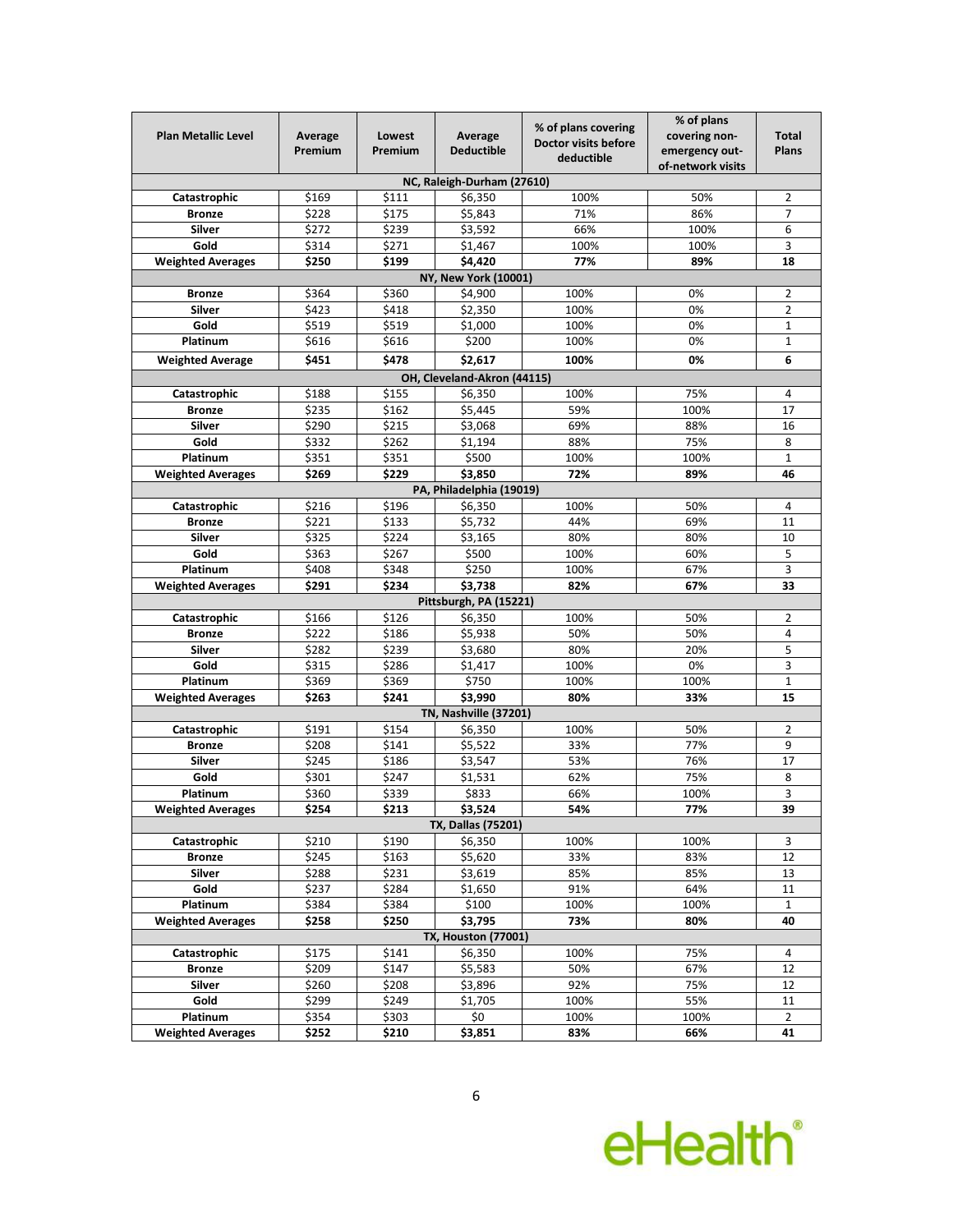| Plan Metallic Level | Average Premium | Lowest Premium | Average Deductible | % of plans covering Doctor visits before deductible | % of plans covering non-emergency out-of-network visits | Total Plans |
|---|---|---|---|---|---|---|
| **NC, Raleigh-Durham (27610)** | | | | | | |
| **Catastrophic** | $169 | $111 | $6,350 | 100% | 50% | 2 |
| **Bronze** | $228 | $175 | $5,843 | 71% | 86% | 7 |
| **Silver** | $272 | $239 | $3,592 | 66% | 100% | 6 |
| **Gold** | $314 | $271 | $1,467 | 100% | 100% | 3 |
| **Weighted Averages** | **$250** | **$199** | **$4,420** | **77%** | **89%** | **18** |
| **NY, New York (10001)** | | | | | | |
| **Bronze** | $364 | $360 | $4,900 | 100% | 0% | 2 |
| **Silver** | $423 | $418 | $2,350 | 100% | 0% | 2 |
| **Gold** | $519 | $519 | $1,000 | 100% | 0% | 1 |
| **Platinum** | $616 | $616 | $200 | 100% | 0% | 1 |
| **Weighted Average** | **$451** | **$478** | **$2,617** | **100%** | **0%** | **6** |
| **OH, Cleveland-Akron (44115)** | | | | | | |
| **Catastrophic** | $188 | $155 | $6,350 | 100% | 75% | 4 |
| **Bronze** | $235 | $162 | $5,445 | 59% | 100% | 17 |
| **Silver** | $290 | $215 | $3,068 | 69% | 88% | 16 |
| **Gold** | $332 | $262 | $1,194 | 88% | 75% | 8 |
| **Platinum** | $351 | $351 | $500 | 100% | 100% | 1 |
| **Weighted Averages** | **$269** | **$229** | **$3,850** | **72%** | **89%** | **46** |
| **PA, Philadelphia (19019)** | | | | | | |
| **Catastrophic** | $216 | $196 | $6,350 | 100% | 50% | 4 |
| **Bronze** | $221 | $133 | $5,732 | 44% | 69% | 11 |
| **Silver** | $325 | $224 | $3,165 | 80% | 80% | 10 |
| **Gold** | $363 | $267 | $500 | 100% | 60% | 5 |
| **Platinum** | $408 | $348 | $250 | 100% | 67% | 3 |
| **Weighted Averages** | **$291** | **$234** | **$3,738** | **82%** | **67%** | **33** |
| **Pittsburgh, PA (15221)** | | | | | | |
| **Catastrophic** | $166 | $126 | $6,350 | 100% | 50% | 2 |
| **Bronze** | $222 | $186 | $5,938 | 50% | 50% | 4 |
| **Silver** | $282 | $239 | $3,680 | 80% | 20% | 5 |
| **Gold** | $315 | $286 | $1,417 | 100% | 0% | 3 |
| **Platinum** | $369 | $369 | $750 | 100% | 100% | 1 |
| **Weighted Averages** | **$263** | **$241** | **$3,990** | **80%** | **33%** | **15** |
| **TN, Nashville (37201)** | | | | | | |
| **Catastrophic** | $191 | $154 | $6,350 | 100% | 50% | 2 |
| **Bronze** | $208 | $141 | $5,522 | 33% | 77% | 9 |
| **Silver** | $245 | $186 | $3,547 | 53% | 76% | 17 |
| **Gold** | $301 | $247 | $1,531 | 62% | 75% | 8 |
| **Platinum** | $360 | $339 | $833 | 66% | 100% | 3 |
| **Weighted Averages** | **$254** | **$213** | **$3,524** | **54%** | **77%** | **39** |
| **TX, Dallas (75201)** | | | | | | |
| **Catastrophic** | $210 | $190 | $6,350 | 100% | 100% | 3 |
| **Bronze** | $245 | $163 | $5,620 | 33% | 83% | 12 |
| **Silver** | $288 | $231 | $3,619 | 85% | 85% | 13 |
| **Gold** | $237 | $284 | $1,650 | 91% | 64% | 11 |
| **Platinum** | $384 | $384 | $100 | 100% | 100% | 1 |
| **Weighted Averages** | **$258** | **$250** | **$3,795** | **73%** | **80%** | **40** |
| **TX, Houston (77001)** | | | | | | |
| **Catastrophic** | $175 | $141 | $6,350 | 100% | 75% | 4 |
| **Bronze** | $209 | $147 | $5,583 | 50% | 67% | 12 |
| **Silver** | $260 | $208 | $3,896 | 92% | 75% | 12 |
| **Gold** | $299 | $249 | $1,705 | 100% | 55% | 11 |
| **Platinum** | $354 | $303 | $0 | 100% | 100% | 2 |
| **Weighted Averages** | **$252** | **$210** | **$3,851** | **83%** | **66%** | **41** |

eHealth®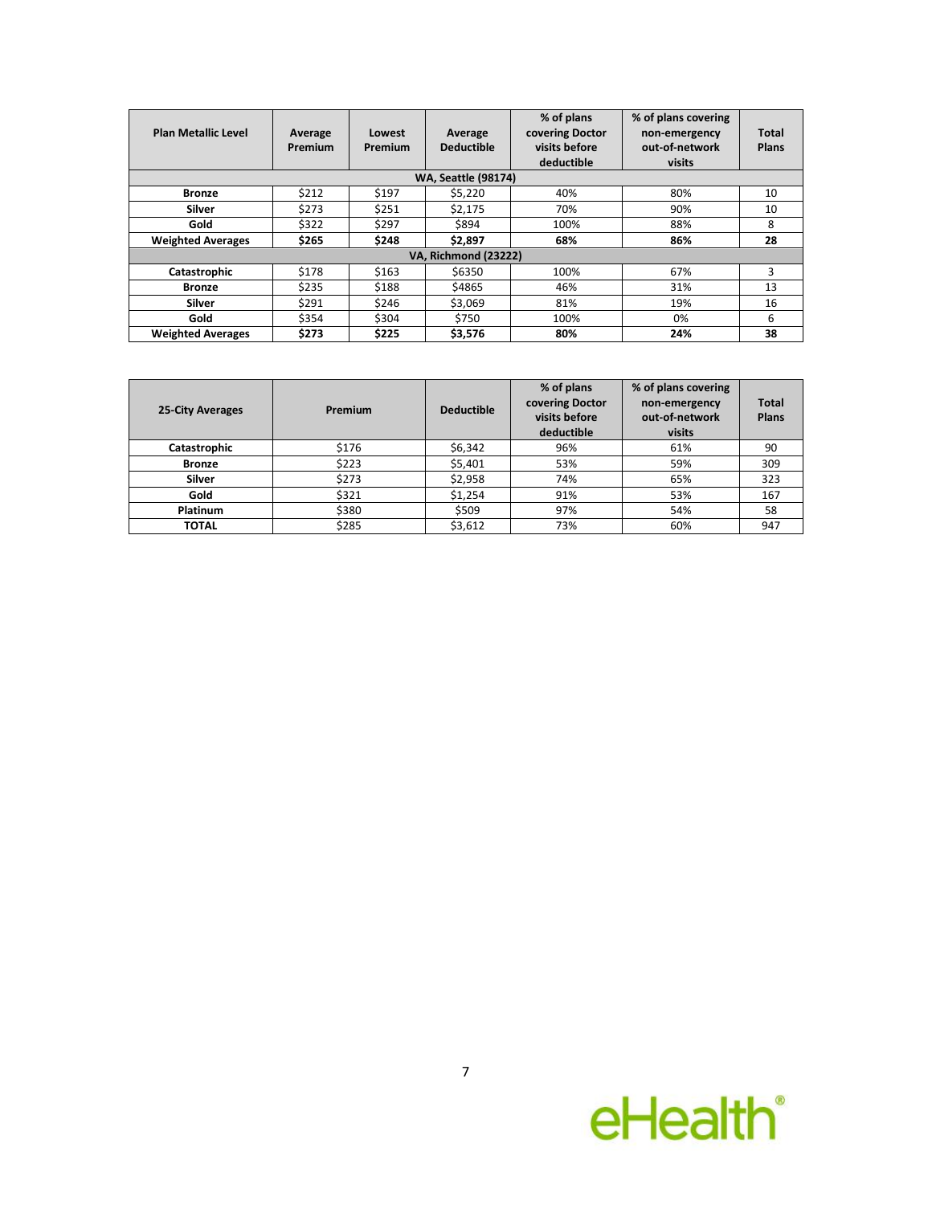| Plan Metallic Level | Average Premium | Lowest Premium | Average Deductible | % of plans covering Doctor visits before deductible | % of plans covering non-emergency out-of-network visits | Total Plans |
|---|---|---|---|---|---|---|
| **WA, Seattle (98174)** | | | | | | |
| **Bronze** | $212 | $197 | $5,220 | 40% | 80% | 10 |
| **Silver** | $273 | $251 | $2,175 | 70% | 90% | 10 |
| **Gold** | $322 | $297 | $894 | 100% | 88% | 8 |
| **Weighted Averages** | **$265** | **$248** | **$2,897** | **68%** | **86%** | **28** |
| **VA, Richmond (23222)** | | | | | | |
| **Catastrophic** | $178 | $163 | $6350 | 100% | 67% | 3 |
| **Bronze** | $235 | $188 | $4865 | 46% | 31% | 13 |
| **Silver** | $291 | $246 | $3,069 | 81% | 19% | 16 |
| **Gold** | $354 | $304 | $750 | 100% | 0% | 6 |
| **Weighted Averages** | **$273** | **$225** | **$3,576** | **80%** | **24%** | **38** |

| 25-City Averages | Premium | Deductible | % of plans covering Doctor visits before deductible | % of plans covering non-emergency out-of-network visits | Total Plans |
|---|---|---|---|---|---|
| **Catastrophic** | $176 | $6,342 | 96% | 61% | 90 |
| **Bronze** | $223 | $5,401 | 53% | 59% | 309 |
| **Silver** | $273 | $2,958 | 74% | 65% | 323 |
| **Gold** | $321 | $1,254 | 91% | 53% | 167 |
| **Platinum** | $380 | $509 | 97% | 54% | 58 |
| **TOTAL** | $285 | $3,612 | 73% | 60% | 947 |

eHealth®